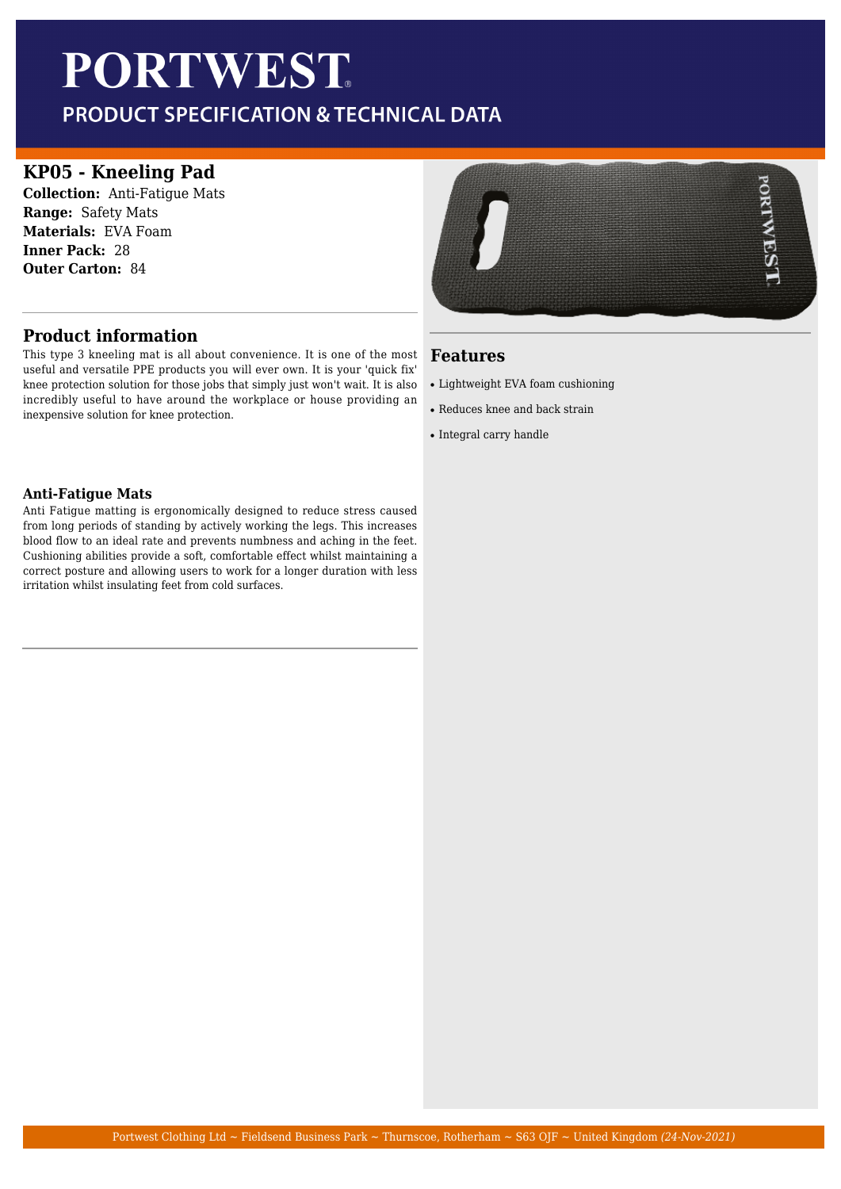# PORTWEST

## PRODUCT SPECIFICATION & TECHNICAL DATA

## KP05 - Kneeling Pad

**Collection:** Anti-Fatigue Mats
**Range:** Safety Mats
**Materials:** EVA Foam
**Inner Pack:** 28
**Outer Carton:** 84

## Product information

This type 3 kneeling mat is all about convenience. It is one of the most useful and versatile PPE products you will ever own. It is your 'quick fix' knee protection solution for those jobs that simply just won't wait. It is also incredibly useful to have around the workplace or house providing an inexpensive solution for knee protection.

### Anti-Fatigue Mats

Anti Fatigue matting is ergonomically designed to reduce stress caused from long periods of standing by actively working the legs. This increases blood flow to an ideal rate and prevents numbness and aching in the feet. Cushioning abilities provide a soft, comfortable effect whilst maintaining a correct posture and allowing users to work for a longer duration with less irritation whilst insulating feet from cold surfaces.

## Features

- Lightweight EVA foam cushioning
- Reduces knee and back strain
- Integral carry handle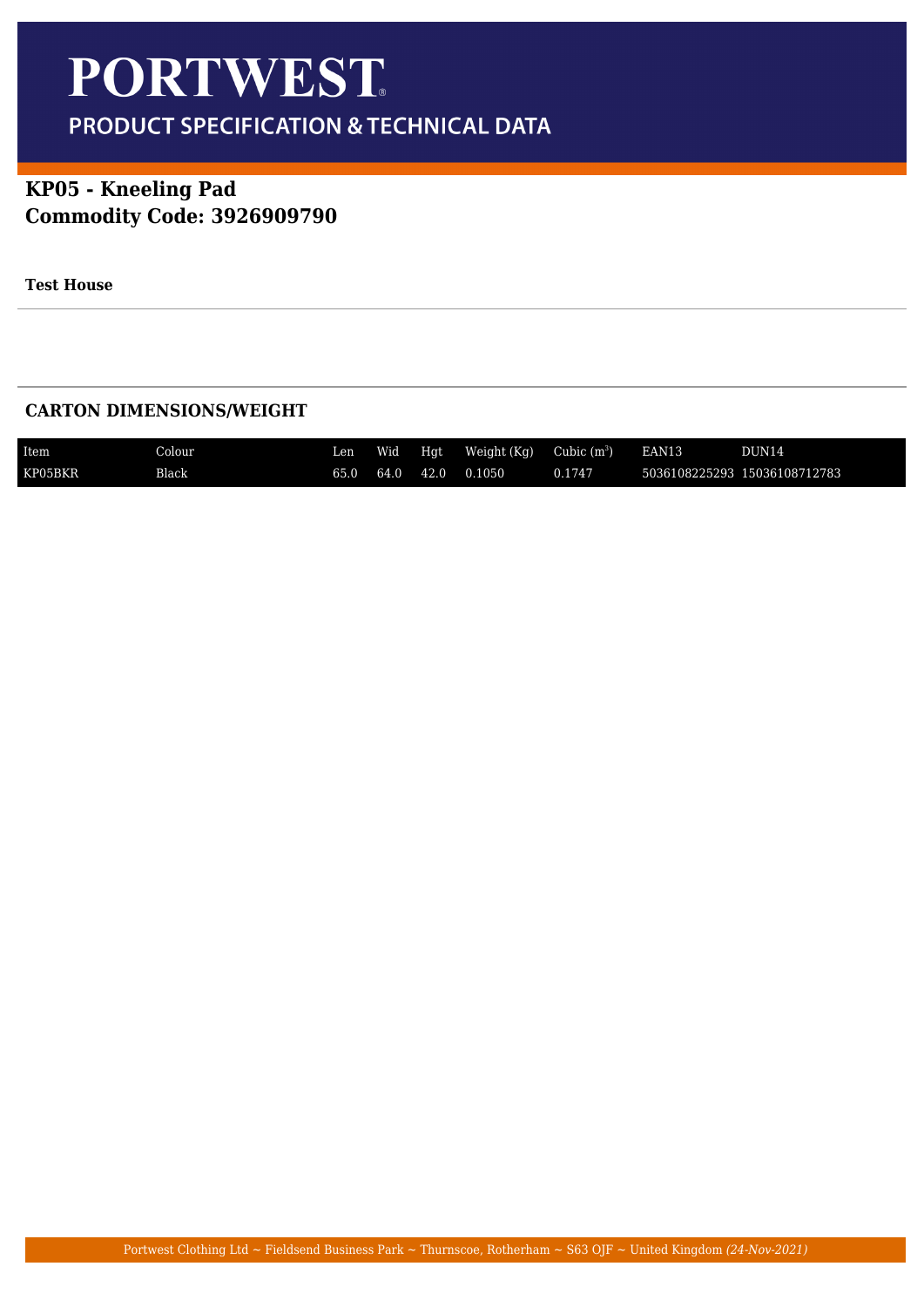# PORTWEST

## PRODUCT SPECIFICATION & TECHNICAL DATA

**KP05 - Kneeling Pad**
**Commodity Code: 3926909790**

**Test House**

### CARTON DIMENSIONS/WEIGHT

| Item | Colour | Len | Wid | Hgt | Weight (Kg) | Cubic ($m^3$) | EAN13 | DUN14 |
|---|---|---|---|---|---|---|---|---|
| KP05BKR | Black | 65.0 | 64.0 | 42.0 | 0.1050 | 0.1747 | 5036108225293 | 15036108712783 |

Portwest Clothing Ltd ~ Fieldsend Business Park ~ Thurnscoe, Rotherham ~ S63 OJF ~ United Kingdom *(24-Nov-2021)*